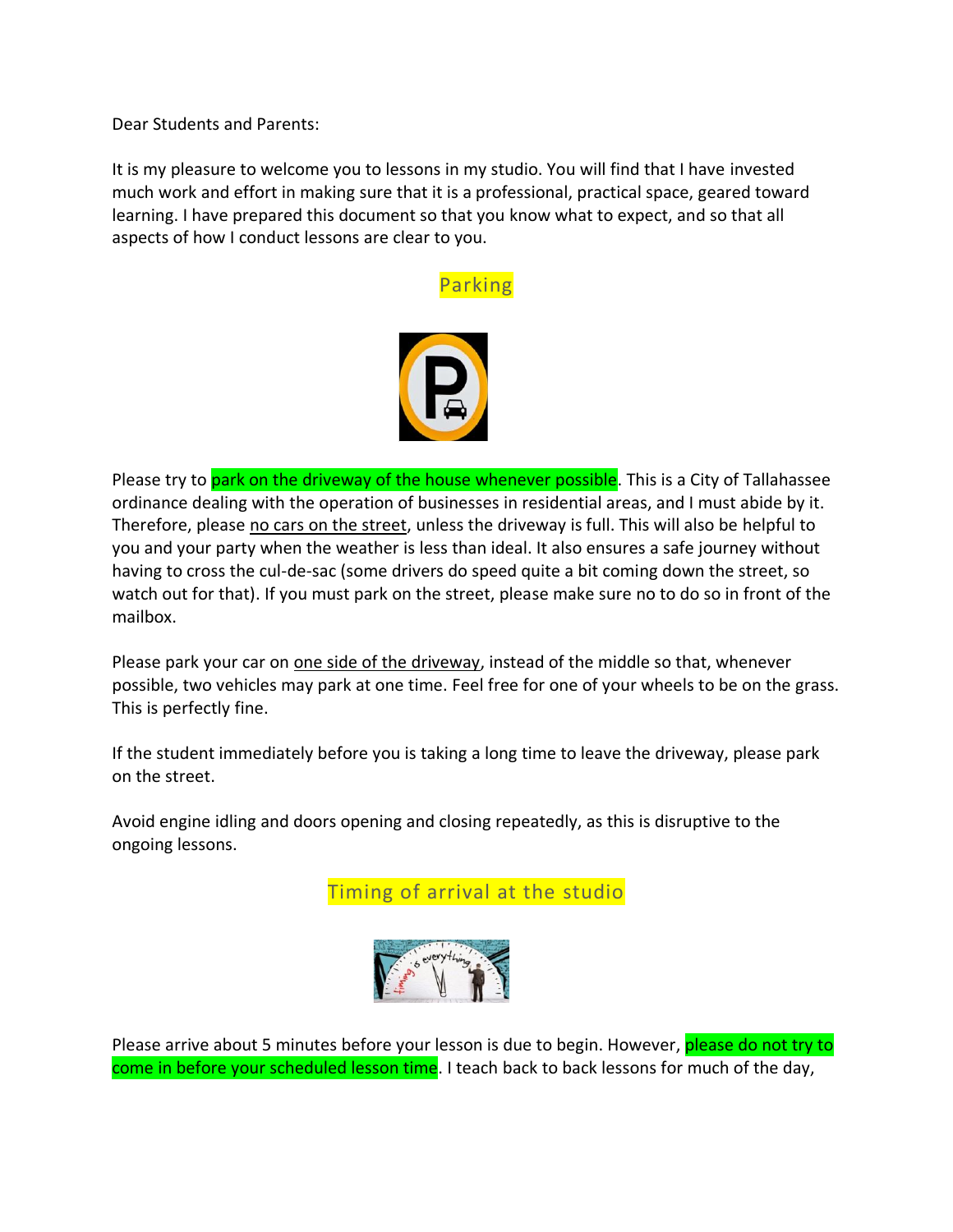Dear Students and Parents:

It is my pleasure to welcome you to lessons in my studio. You will find that I have invested much work and effort in making sure that it is a professional, practical space, geared toward learning. I have prepared this document so that you know what to expect, and so that all aspects of how I conduct lessons are clear to you.

## Parking

Please try to park on the driveway of the house whenever possible. This is a City of Tallahassee ordinance dealing with the operation of businesses in residential areas, and I must abide by it. Therefore, please no cars on the street, unless the driveway is full. This will also be helpful to you and your party when the weather is less than ideal. It also ensures a safe journey without having to cross the cul-de-sac (some drivers do speed quite a bit coming down the street, so watch out for that). If you must park on the street, please make sure no to do so in front of the mailbox.

Please park your car on one side of the driveway, instead of the middle so that, whenever possible, two vehicles may park at one time. Feel free for one of your wheels to be on the grass. This is perfectly fine.

If the student immediately before you is taking a long time to leave the driveway, please park on the street.

Avoid engine idling and doors opening and closing repeatedly, as this is disruptive to the ongoing lessons.

## Timing of arrival at the studio

Please arrive about 5 minutes before your lesson is due to begin. However, please do not try to come in before your scheduled lesson time. I teach back to back lessons for much of the day,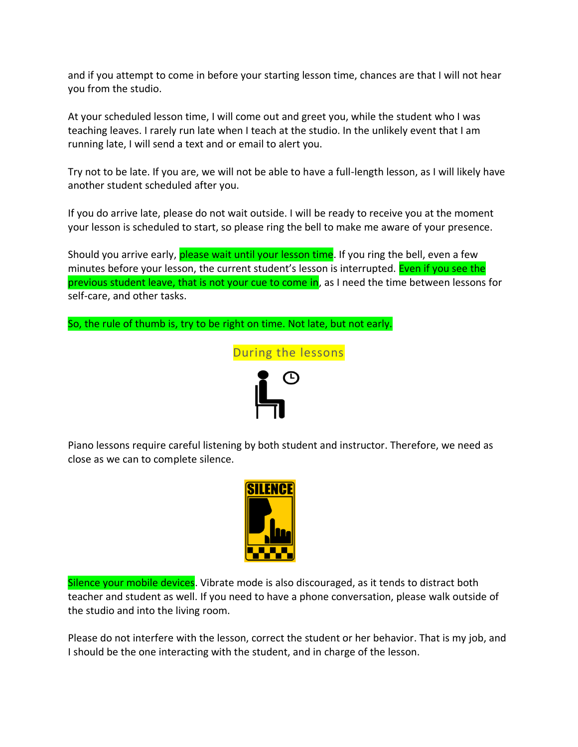and if you attempt to come in before your starting lesson time, chances are that I will not hear you from the studio.

At your scheduled lesson time, I will come out and greet you, while the student who I was teaching leaves. I rarely run late when I teach at the studio. In the unlikely event that I am running late, I will send a text and or email to alert you.

Try not to be late. If you are, we will not be able to have a full-length lesson, as I will likely have another student scheduled after you.

If you do arrive late, please do not wait outside. I will be ready to receive you at the moment your lesson is scheduled to start, so please ring the bell to make me aware of your presence.

Should you arrive early, please wait until your lesson time. If you ring the bell, even a few minutes before your lesson, the current student's lesson is interrupted. Even if you see the previous student leave, that is not your cue to come in, as I need the time between lessons for self-care, and other tasks.

So, the rule of thumb is, try to be right on time. Not late, but not early.

## During the lessons

Piano lessons require careful listening by both student and instructor. Therefore, we need as close as we can to complete silence.

Silence your mobile devices. Vibrate mode is also discouraged, as it tends to distract both teacher and student as well. If you need to have a phone conversation, please walk outside of the studio and into the living room.

Please do not interfere with the lesson, correct the student or her behavior. That is my job, and I should be the one interacting with the student, and in charge of the lesson.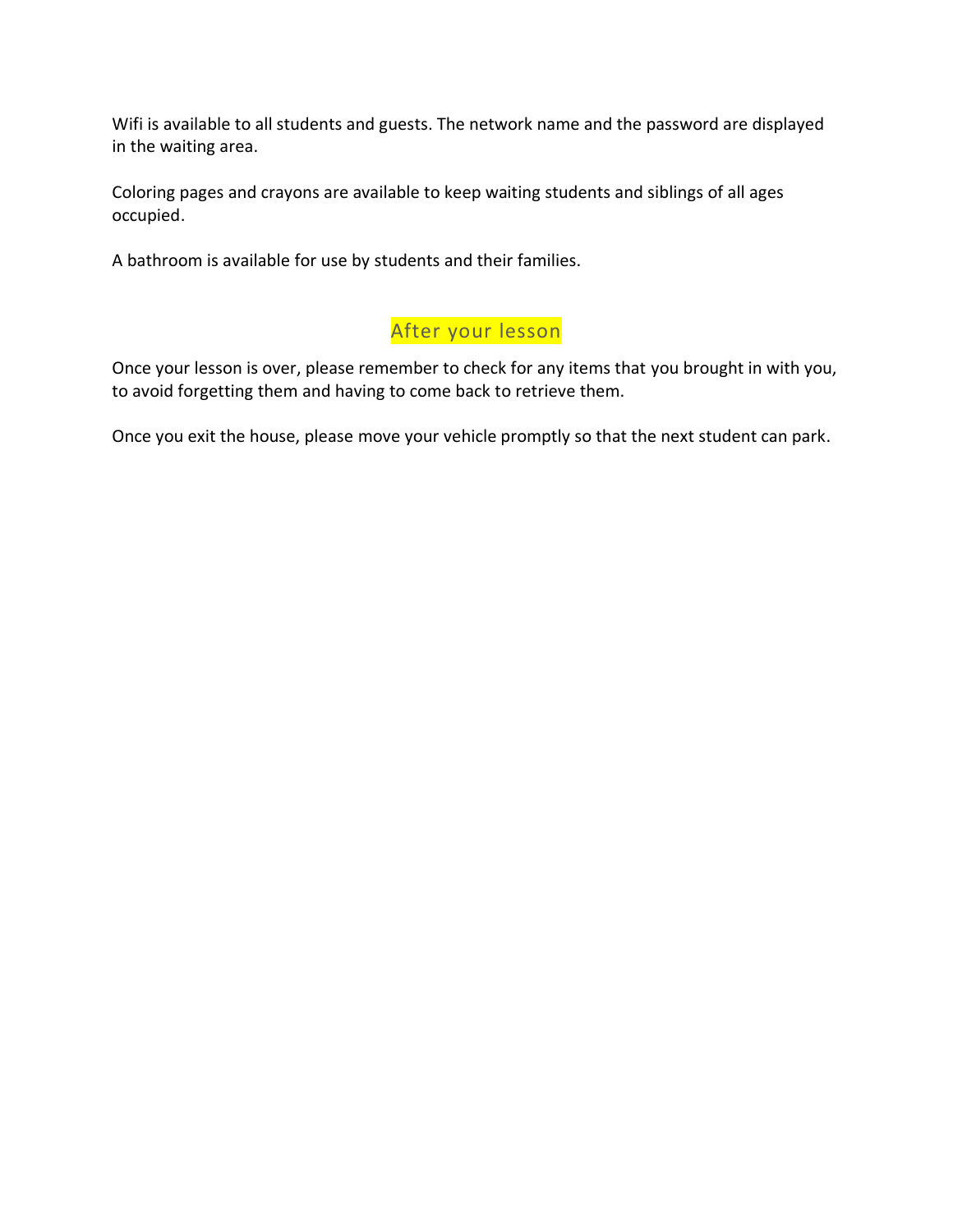Wifi is available to all students and guests. The network name and the password are displayed in the waiting area.

Coloring pages and crayons are available to keep waiting students and siblings of all ages occupied.

A bathroom is available for use by students and their families.

## After your lesson

Once your lesson is over, please remember to check for any items that you brought in with you, to avoid forgetting them and having to come back to retrieve them.

Once you exit the house, please move your vehicle promptly so that the next student can park.